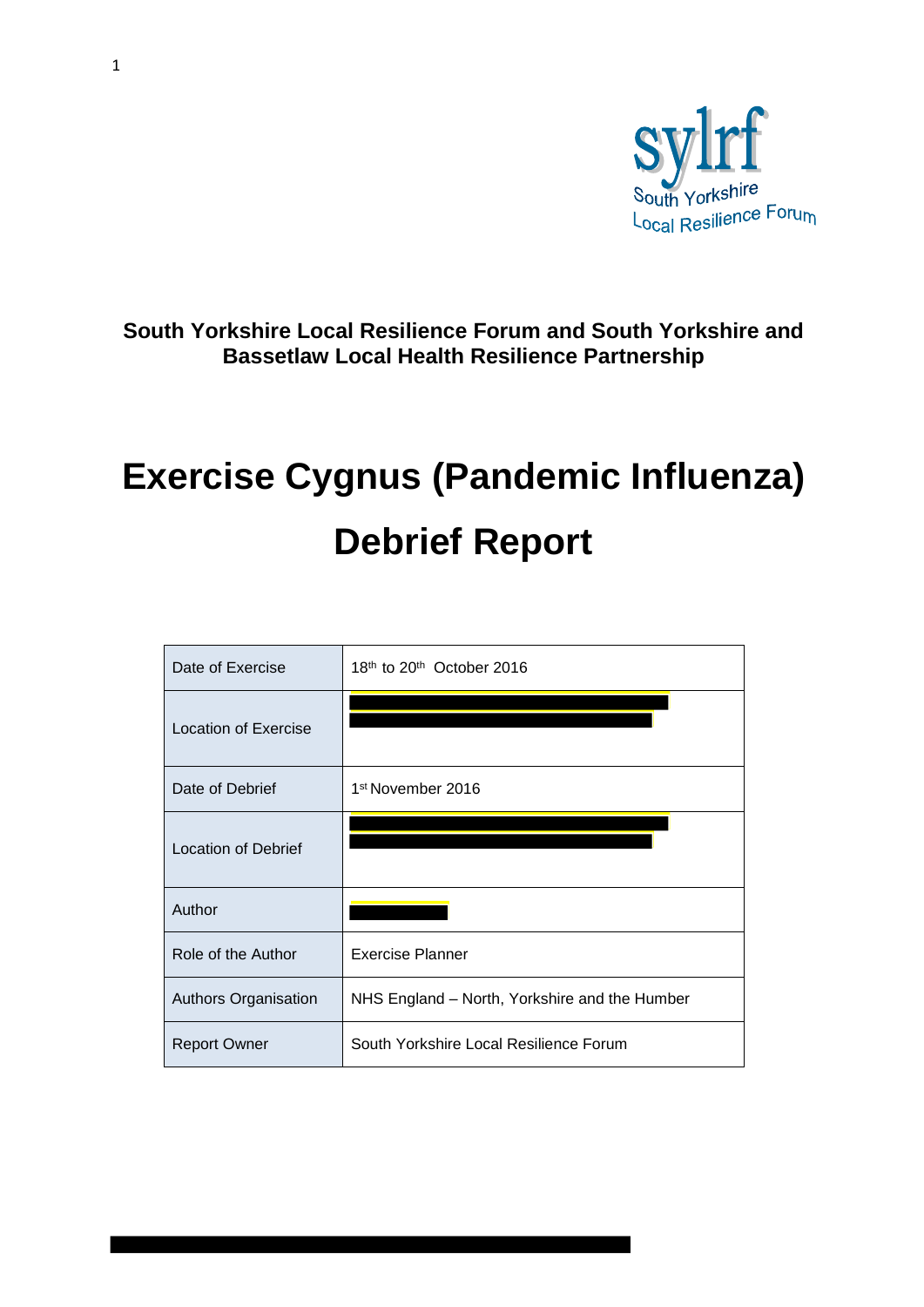South Yorkshire Local Resilience Forum

**South Yorkshire Local Resilience Forum and South Yorkshire and Bassetlaw Local Health Resilience Partnership**

# Exercise Cygnus (Pandemic Influenza)

# Debrief Report

| | |
|---|---|
| Date of Exercise | 18th to 20th October 2016 |
| Location of Exercise | |
| Date of Debrief | 1st November 2016 |
| Location of Debrief | |
| Author | |
| Role of the Author | Exercise Planner |
| Authors Organisation | NHS England – North, Yorkshire and the Humber |
| Report Owner | South Yorkshire Local Resilience Forum |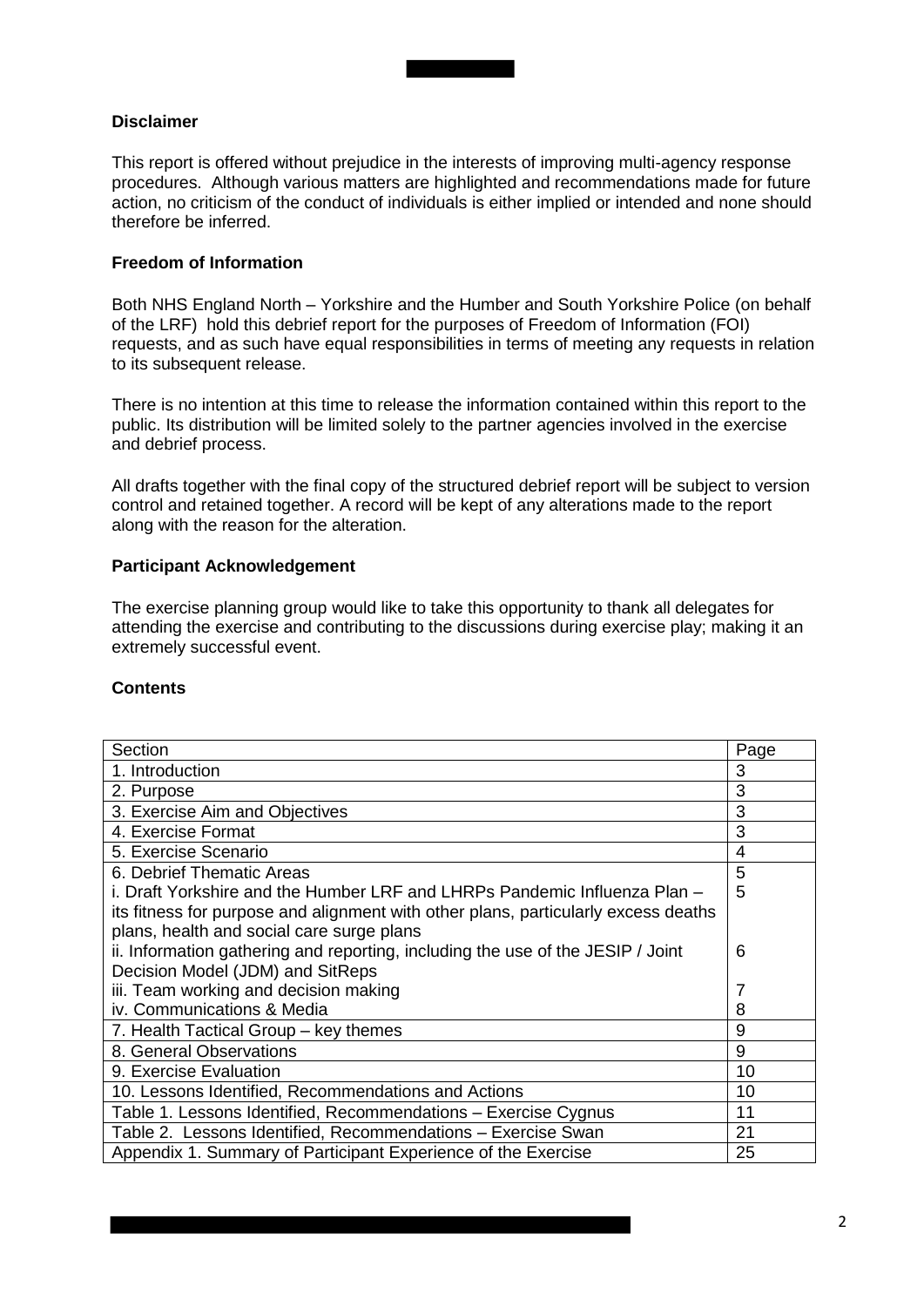**Disclaimer**

This report is offered without prejudice in the interests of improving multi-agency response procedures. Although various matters are highlighted and recommendations made for future action, no criticism of the conduct of individuals is either implied or intended and none should therefore be inferred.

**Freedom of Information**

Both NHS England North – Yorkshire and the Humber and South Yorkshire Police (on behalf of the LRF) hold this debrief report for the purposes of Freedom of Information (FOI) requests, and as such have equal responsibilities in terms of meeting any requests in relation to its subsequent release.

There is no intention at this time to release the information contained within this report to the public. Its distribution will be limited solely to the partner agencies involved in the exercise and debrief process.

All drafts together with the final copy of the structured debrief report will be subject to version control and retained together. A record will be kept of any alterations made to the report along with the reason for the alteration.

**Participant Acknowledgement**

The exercise planning group would like to take this opportunity to thank all delegates for attending the exercise and contributing to the discussions during exercise play; making it an extremely successful event.

**Contents**

| Section | Page |
|---|---|
| 1. Introduction | 3 |
| 2. Purpose | 3 |
| 3. Exercise Aim and Objectives | 3 |
| 4. Exercise Format | 3 |
| 5. Exercise Scenario | 4 |
| 6. Debrief Thematic Areas<br>i. Draft Yorkshire and the Humber LRF and LHRPs Pandemic Influenza Plan – its fitness for purpose and alignment with other plans, particularly excess deaths plans, health and social care surge plans<br>ii. Information gathering and reporting, including the use of the JESIP / Joint Decision Model (JDM) and SitReps<br>iii. Team working and decision making<br>iv. Communications & Media | 5<br>5<br><br>6<br><br>7<br>8 |
| 7. Health Tactical Group – key themes | 9 |
| 8. General Observations | 9 |
| 9. Exercise Evaluation | 10 |
| 10. Lessons Identified, Recommendations and Actions | 10 |
| Table 1. Lessons Identified, Recommendations – Exercise Cygnus | 11 |
| Table 2. Lessons Identified, Recommendations – Exercise Swan | 21 |
| Appendix 1. Summary of Participant Experience of the Exercise | 25 |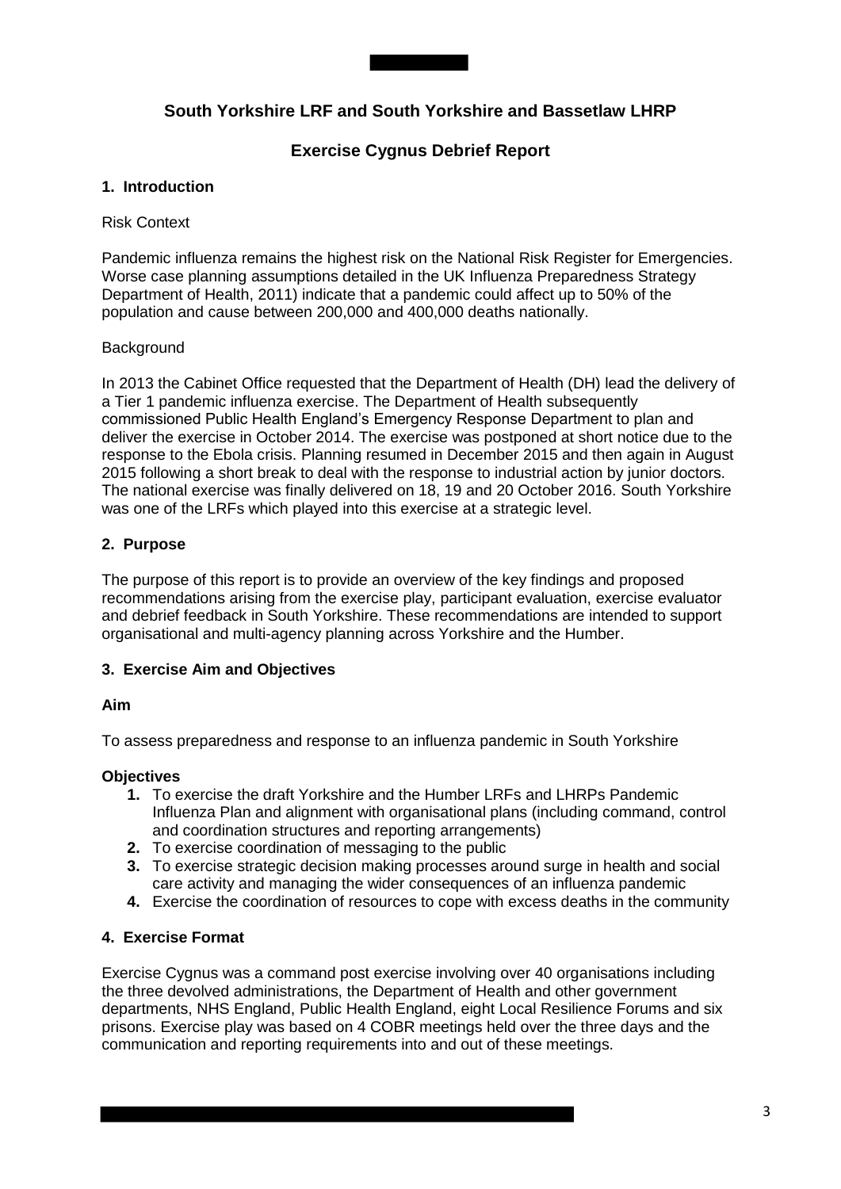## South Yorkshire LRF and South Yorkshire and Bassetlaw LHRP

## Exercise Cygnus Debrief Report

### 1. Introduction

Risk Context

Pandemic influenza remains the highest risk on the National Risk Register for Emergencies. Worse case planning assumptions detailed in the UK Influenza Preparedness Strategy Department of Health, 2011) indicate that a pandemic could affect up to 50% of the population and cause between 200,000 and 400,000 deaths nationally.

Background

In 2013 the Cabinet Office requested that the Department of Health (DH) lead the delivery of a Tier 1 pandemic influenza exercise. The Department of Health subsequently commissioned Public Health England's Emergency Response Department to plan and deliver the exercise in October 2014. The exercise was postponed at short notice due to the response to the Ebola crisis. Planning resumed in December 2015 and then again in August 2015 following a short break to deal with the response to industrial action by junior doctors. The national exercise was finally delivered on 18, 19 and 20 October 2016. South Yorkshire was one of the LRFs which played into this exercise at a strategic level.

### 2. Purpose

The purpose of this report is to provide an overview of the key findings and proposed recommendations arising from the exercise play, participant evaluation, exercise evaluator and debrief feedback in South Yorkshire. These recommendations are intended to support organisational and multi-agency planning across Yorkshire and the Humber.

### 3. Exercise Aim and Objectives

**Aim**

To assess preparedness and response to an influenza pandemic in South Yorkshire

**Objectives**

1. To exercise the draft Yorkshire and the Humber LRFs and LHRPs Pandemic Influenza Plan and alignment with organisational plans (including command, control and coordination structures and reporting arrangements)
2. To exercise coordination of messaging to the public
3. To exercise strategic decision making processes around surge in health and social care activity and managing the wider consequences of an influenza pandemic
4. Exercise the coordination of resources to cope with excess deaths in the community

### 4. Exercise Format

Exercise Cygnus was a command post exercise involving over 40 organisations including the three devolved administrations, the Department of Health and other government departments, NHS England, Public Health England, eight Local Resilience Forums and six prisons. Exercise play was based on 4 COBR meetings held over the three days and the communication and reporting requirements into and out of these meetings.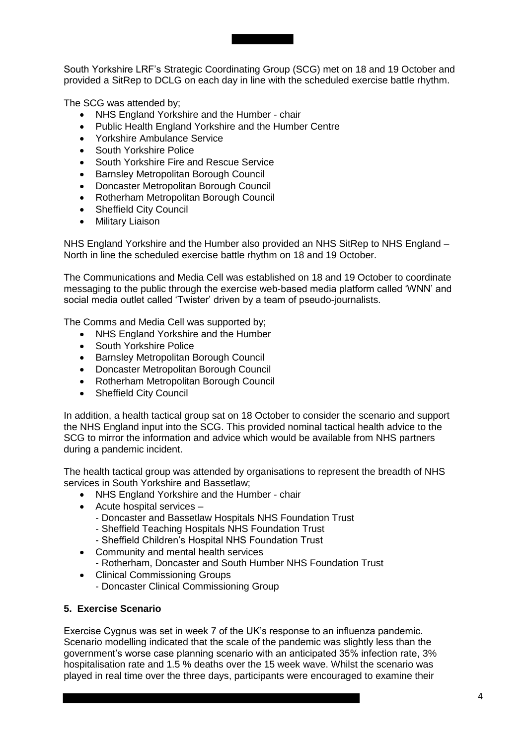South Yorkshire LRF's Strategic Coordinating Group (SCG) met on 18 and 19 October and provided a SitRep to DCLG on each day in line with the scheduled exercise battle rhythm.

The SCG was attended by;

- NHS England Yorkshire and the Humber - chair
- Public Health England Yorkshire and the Humber Centre
- Yorkshire Ambulance Service
- South Yorkshire Police
- South Yorkshire Fire and Rescue Service
- Barnsley Metropolitan Borough Council
- Doncaster Metropolitan Borough Council
- Rotherham Metropolitan Borough Council
- Sheffield City Council
- Military Liaison

NHS England Yorkshire and the Humber also provided an NHS SitRep to NHS England – North in line the scheduled exercise battle rhythm on 18 and 19 October.

The Communications and Media Cell was established on 18 and 19 October to coordinate messaging to the public through the exercise web-based media platform called 'WNN' and social media outlet called 'Twister' driven by a team of pseudo-journalists.

The Comms and Media Cell was supported by;

- NHS England Yorkshire and the Humber
- South Yorkshire Police
- Barnsley Metropolitan Borough Council
- Doncaster Metropolitan Borough Council
- Rotherham Metropolitan Borough Council
- Sheffield City Council

In addition, a health tactical group sat on 18 October to consider the scenario and support the NHS England input into the SCG. This provided nominal tactical health advice to the SCG to mirror the information and advice which would be available from NHS partners during a pandemic incident.

The health tactical group was attended by organisations to represent the breadth of NHS services in South Yorkshire and Bassetlaw;

- NHS England Yorkshire and the Humber - chair
- Acute hospital services –
  - Doncaster and Bassetlaw Hospitals NHS Foundation Trust
  - Sheffield Teaching Hospitals NHS Foundation Trust
  - Sheffield Children's Hospital NHS Foundation Trust
- Community and mental health services
  - Rotherham, Doncaster and South Humber NHS Foundation Trust
- Clinical Commissioning Groups
  - Doncaster Clinical Commissioning Group

## 5. Exercise Scenario

Exercise Cygnus was set in week 7 of the UK's response to an influenza pandemic. Scenario modelling indicated that the scale of the pandemic was slightly less than the government's worse case planning scenario with an anticipated 35% infection rate, 3% hospitalisation rate and 1.5 % deaths over the 15 week wave. Whilst the scenario was played in real time over the three days, participants were encouraged to examine their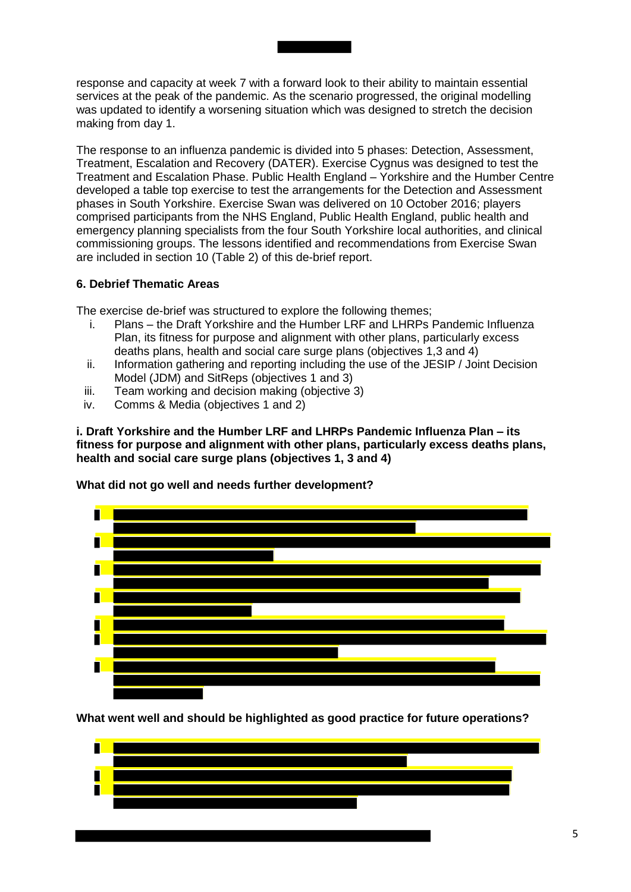response and capacity at week 7 with a forward look to their ability to maintain essential services at the peak of the pandemic. As the scenario progressed, the original modelling was updated to identify a worsening situation which was designed to stretch the decision making from day 1.

The response to an influenza pandemic is divided into 5 phases: Detection, Assessment, Treatment, Escalation and Recovery (DATER). Exercise Cygnus was designed to test the Treatment and Escalation Phase. Public Health England – Yorkshire and the Humber Centre developed a table top exercise to test the arrangements for the Detection and Assessment phases in South Yorkshire. Exercise Swan was delivered on 10 October 2016; players comprised participants from the NHS England, Public Health England, public health and emergency planning specialists from the four South Yorkshire local authorities, and clinical commissioning groups. The lessons identified and recommendations from Exercise Swan are included in section 10 (Table 2) of this de-brief report.

### 6. Debrief Thematic Areas

The exercise de-brief was structured to explore the following themes;

i. Plans – the Draft Yorkshire and the Humber LRF and LHRPs Pandemic Influenza Plan, its fitness for purpose and alignment with other plans, particularly excess deaths plans, health and social care surge plans (objectives 1,3 and 4)
ii. Information gathering and reporting including the use of the JESIP / Joint Decision Model (JDM) and SitReps (objectives 1 and 3)
iii. Team working and decision making (objective 3)
iv. Comms & Media (objectives 1 and 2)

**i. Draft Yorkshire and the Humber LRF and LHRPs Pandemic Influenza Plan – its fitness for purpose and alignment with other plans, particularly excess deaths plans, health and social care surge plans (objectives 1, 3 and 4)**

**What did not go well and needs further development?**

**What went well and should be highlighted as good practice for future operations?**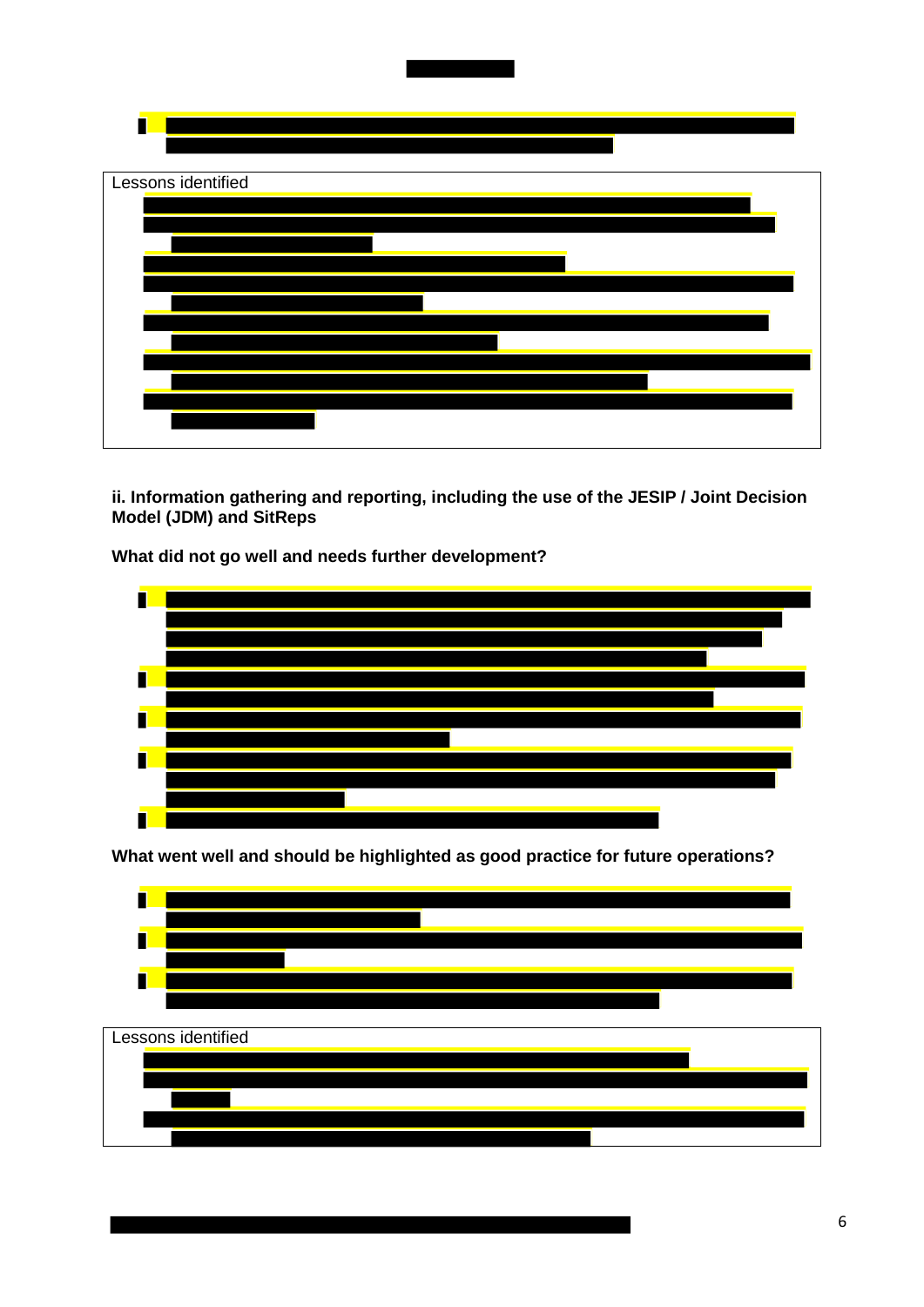Lessons identified

**ii. Information gathering and reporting, including the use of the JESIP / Joint Decision Model (JDM) and SitReps**

**What did not go well and needs further development?**

**What went well and should be highlighted as good practice for future operations?**

Lessons identified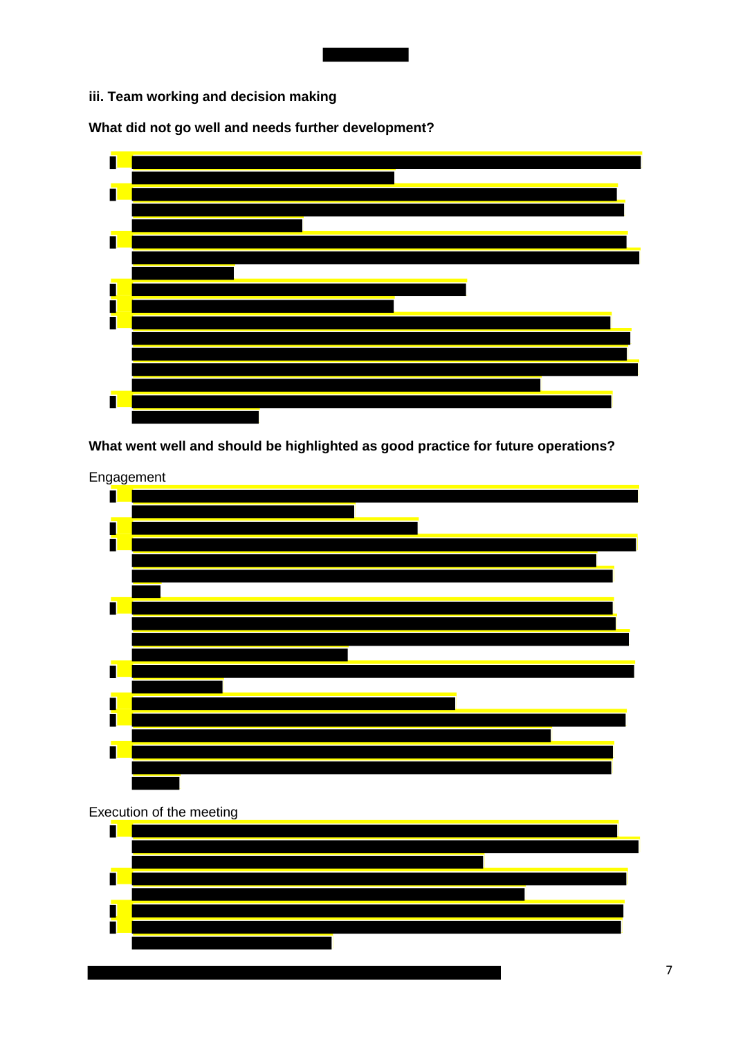### iii. Team working and decision making

**What did not go well and needs further development?**

**What went well and should be highlighted as good practice for future operations?**

Engagement

Execution of the meeting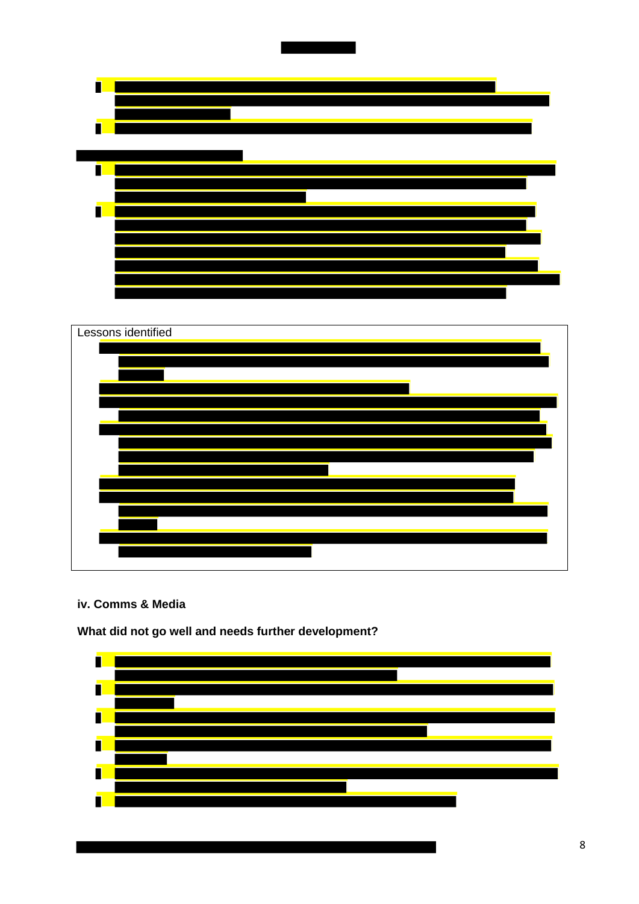Lessons identified

### iv. Comms & Media

**What did not go well and needs further development?**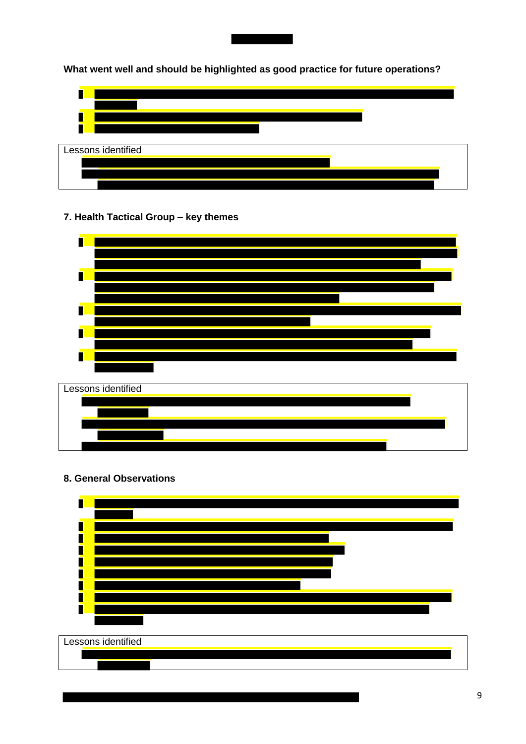**What went well and should be highlighted as good practice for future operations?**

| Lessons identified |
|---|
| |

**7. Health Tactical Group – key themes**

| Lessons identified |
|---|
| |

**8. General Observations**

| Lessons identified |
|---|
| |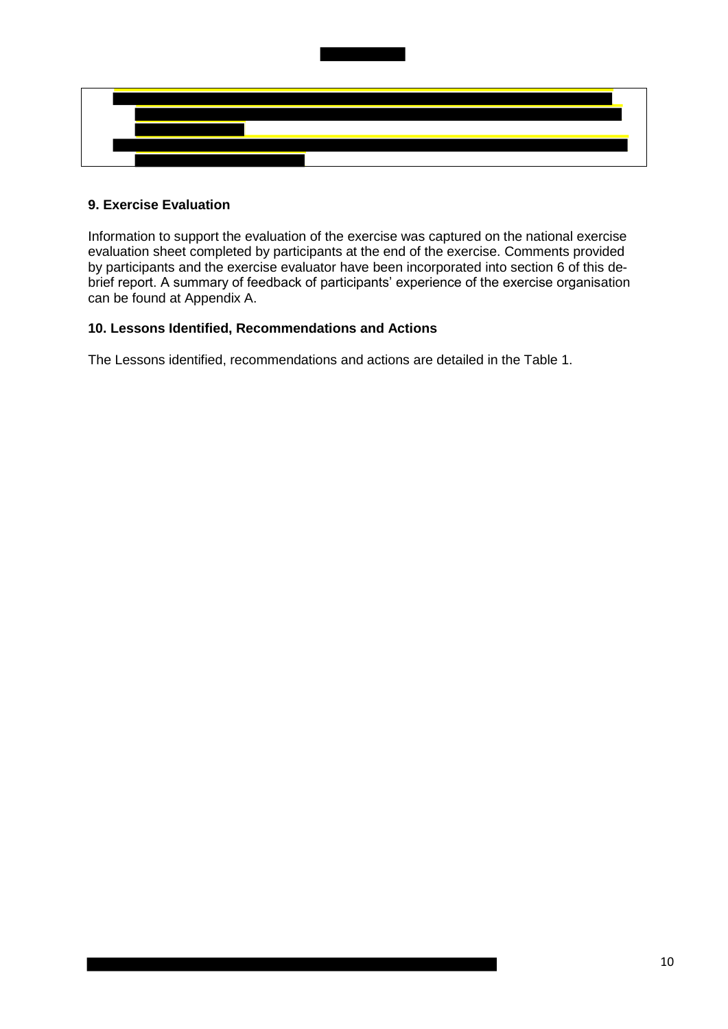## 9. Exercise Evaluation

Information to support the evaluation of the exercise was captured on the national exercise evaluation sheet completed by participants at the end of the exercise. Comments provided by participants and the exercise evaluator have been incorporated into section 6 of this de-brief report. A summary of feedback of participants' experience of the exercise organisation can be found at Appendix A.

## 10. Lessons Identified, Recommendations and Actions

The Lessons identified, recommendations and actions are detailed in the Table 1.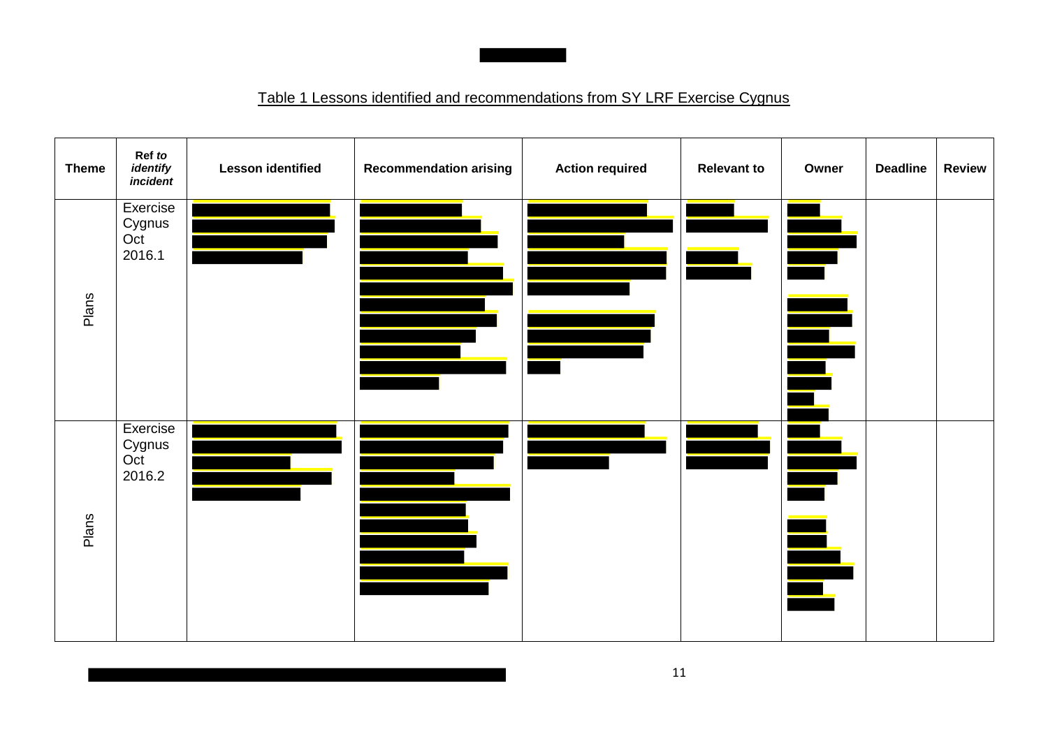Table 1 Lessons identified and recommendations from SY LRF Exercise Cygnus

| Theme | Ref *to identify incident* | Lesson identified | Recommendation arising | Action required | Relevant to | Owner | Deadline | Review |
|---|---|---|---|---|---|---|---|---|
| Plans | Exercise Cygnus Oct 2016.1 | | | | | | | |
| Plans | Exercise Cygnus Oct 2016.2 | | | | | | | |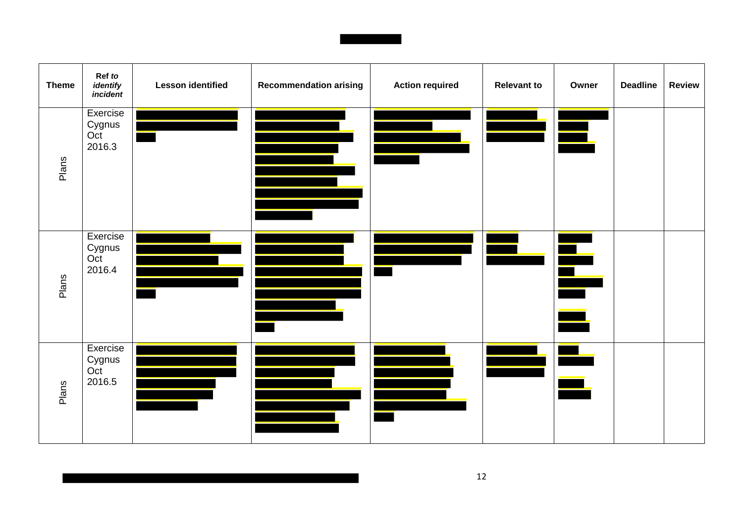| Theme | Ref *to identify incident* | Lesson identified | Recommendation arising | Action required | Relevant to | Owner | Deadline | Review |
|---|---|---|---|---|---|---|---|---|
| Plans | Exercise Cygnus Oct 2016.3 | | | | | | | |
| Plans | Exercise Cygnus Oct 2016.4 | | | | | | | |
| Plans | Exercise Cygnus Oct 2016.5 | | | | | | | |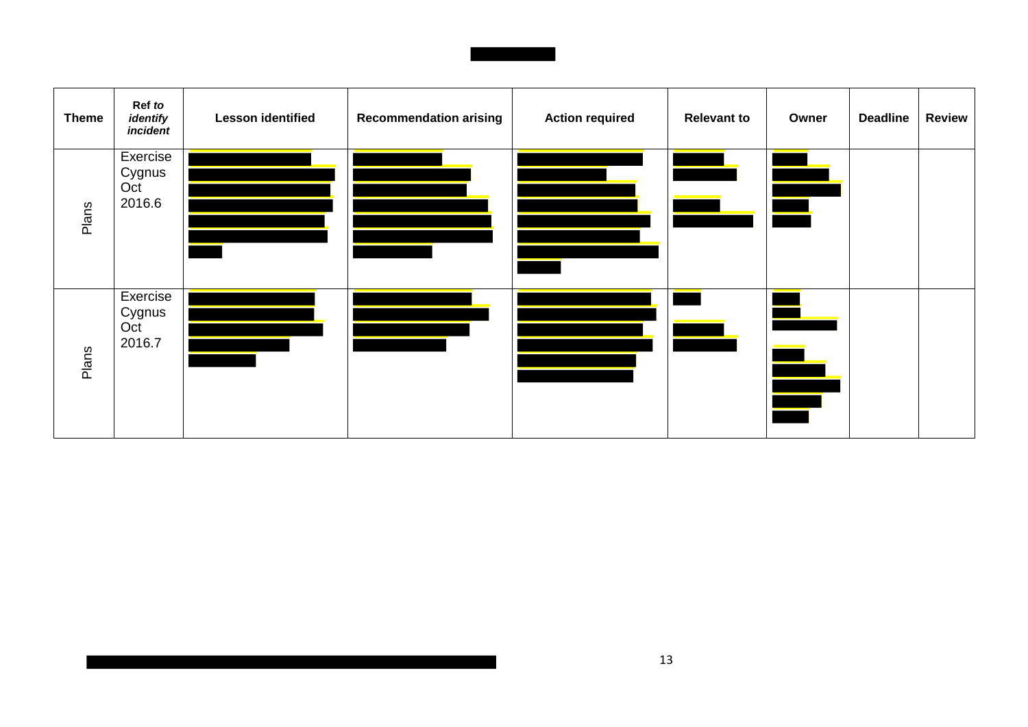| Theme | Ref *to identify incident* | Lesson identified | Recommendation arising | Action required | Relevant to | Owner | Deadline | Review |
|---|---|---|---|---|---|---|---|---|
| Plans | Exercise Cygnus Oct 2016.6 | | | | | | | |
| Plans | Exercise Cygnus Oct 2016.7 | | | | | | | |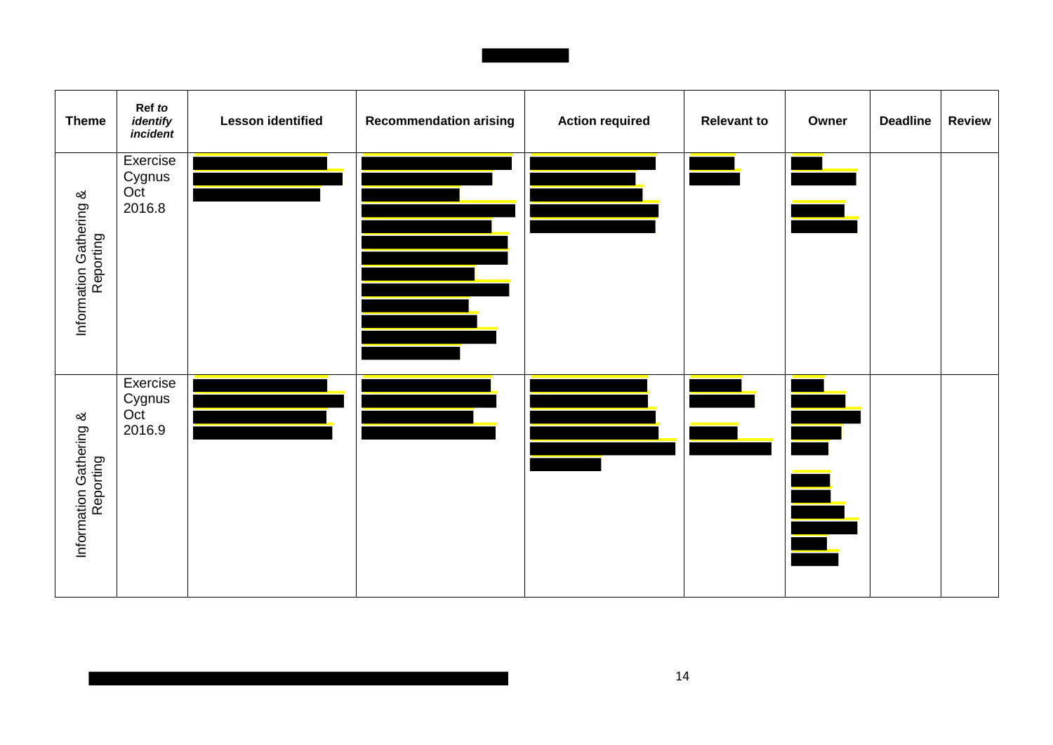| Theme | Ref *to identify incident* | Lesson identified | Recommendation arising | Action required | Relevant to | Owner | Deadline | Review |
|---|---|---|---|---|---|---|---|---|
| Information Gathering & Reporting | Exercise Cygnus Oct 2016.8 | | | | | | | |
| Information Gathering & Reporting | Exercise Cygnus Oct 2016.9 | | | | | | | |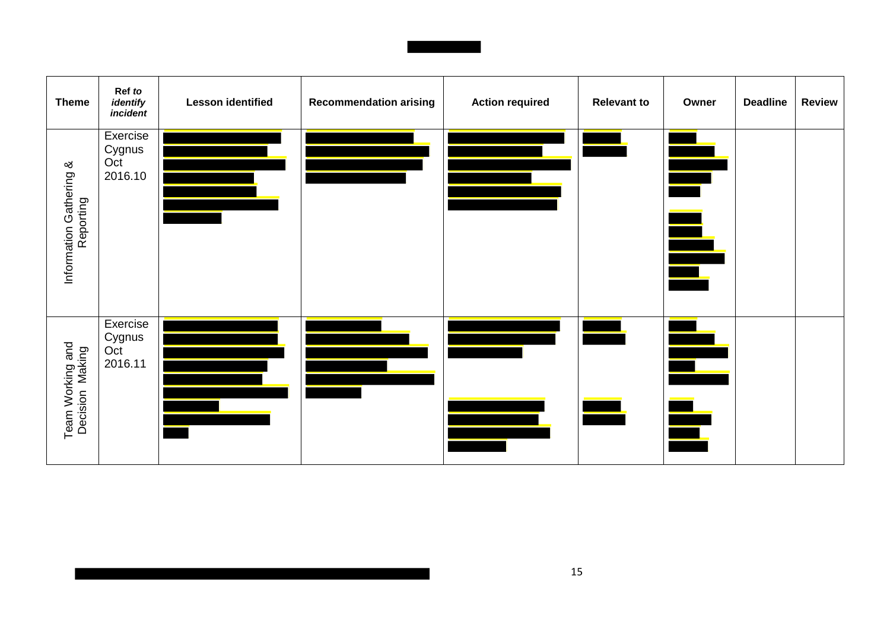| Theme | Ref *to identify incident* | Lesson identified | Recommendation arising | Action required | Relevant to | Owner | Deadline | Review |
|---|---|---|---|---|---|---|---|---|
| Information Gathering & Reporting | Exercise Cygnus Oct 2016.10 | | | | | | | |
| Team Working and Decision Making | Exercise Cygnus Oct 2016.11 | | | | | | | |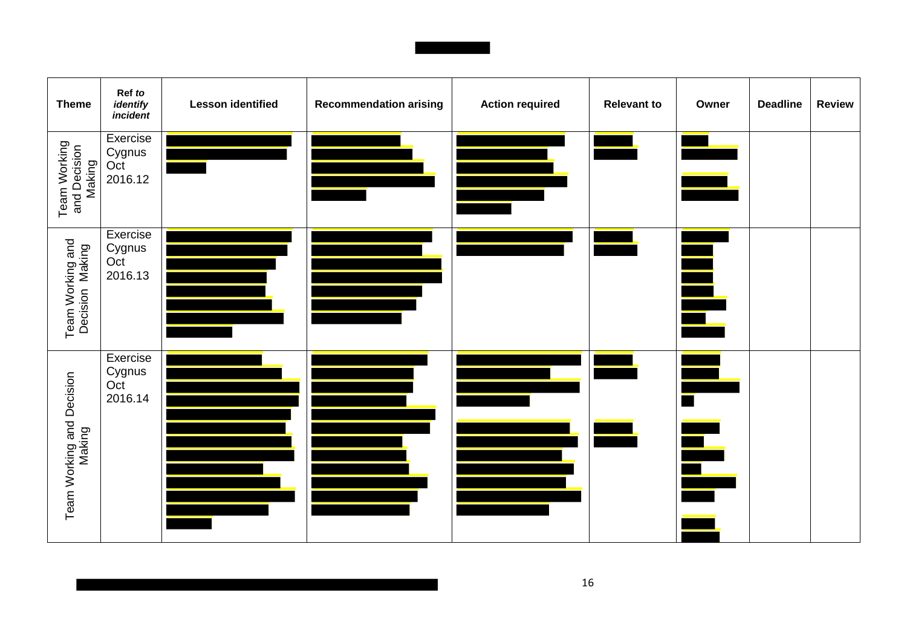| Theme | Ref *to identify incident* | Lesson identified | Recommendation arising | Action required | Relevant to | Owner | Deadline | Review |
|---|---|---|---|---|---|---|---|---|
| Team Working and Decision Making | Exercise Cygnus Oct 2016.12 | | | | | | | |
| Team Working and Decision Making | Exercise Cygnus Oct 2016.13 | | | | | | | |
| Team Working and Decision Making | Exercise Cygnus Oct 2016.14 | | | | | | | |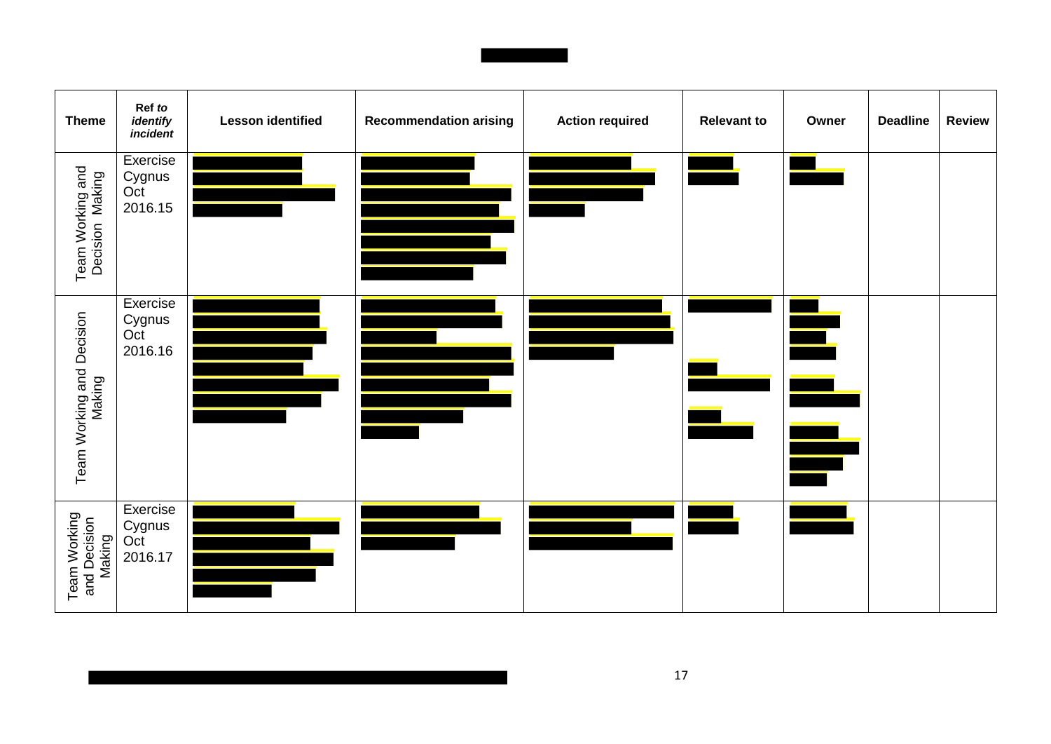| Theme | Ref *to identify incident* | Lesson identified | Recommendation arising | Action required | Relevant to | Owner | Deadline | Review |
|---|---|---|---|---|---|---|---|---|
| Team Working and Decision Making | Exercise Cygnus Oct 2016.15 | | | | | | | |
| Team Working and Decision Making | Exercise Cygnus Oct 2016.16 | | | | | | | |
| Team Working and Decision Making | Exercise Cygnus Oct 2016.17 | | | | | | | |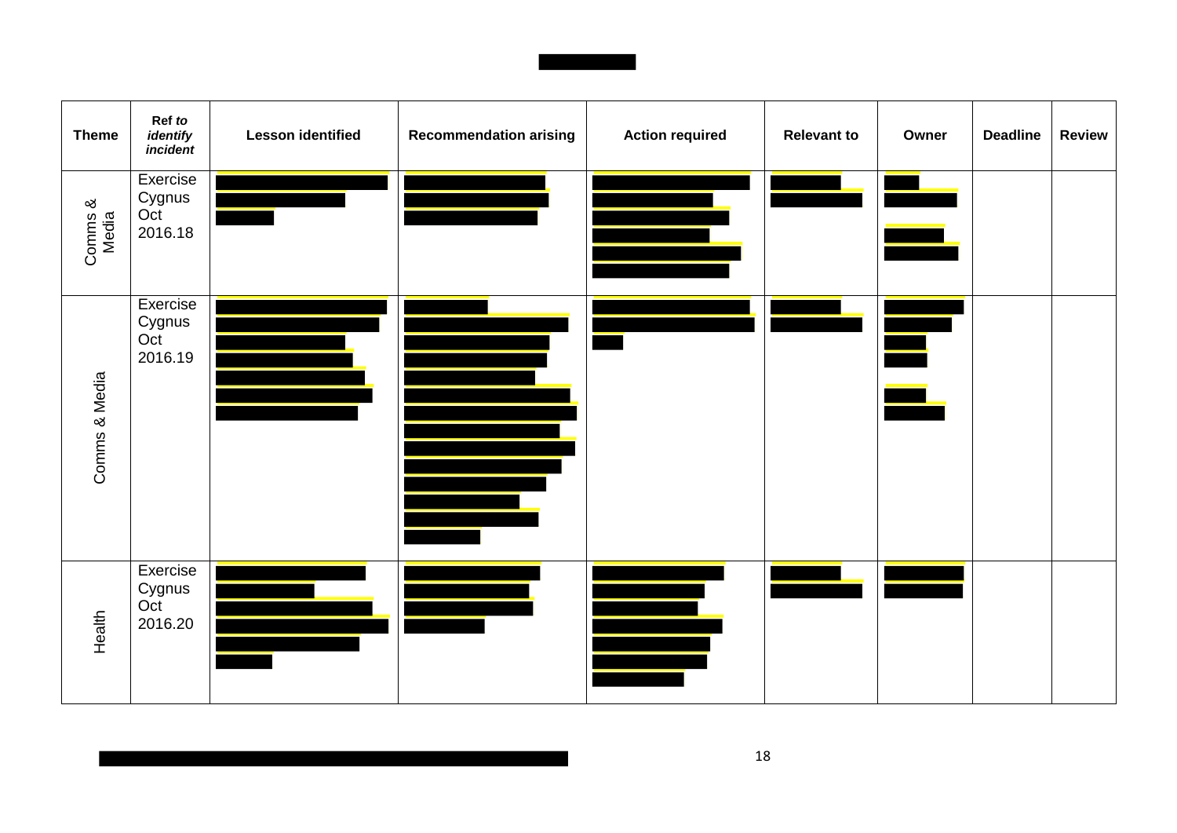| Theme | Ref *to identify incident* | Lesson identified | Recommendation arising | Action required | Relevant to | Owner | Deadline | Review |
|---|---|---|---|---|---|---|---|---|
| Comms & Media | Exercise Cygnus Oct 2016.18 | | | | | | | |
| Comms & Media | Exercise Cygnus Oct 2016.19 | | | | | | | |
| Health | Exercise Cygnus Oct 2016.20 | | | | | | | |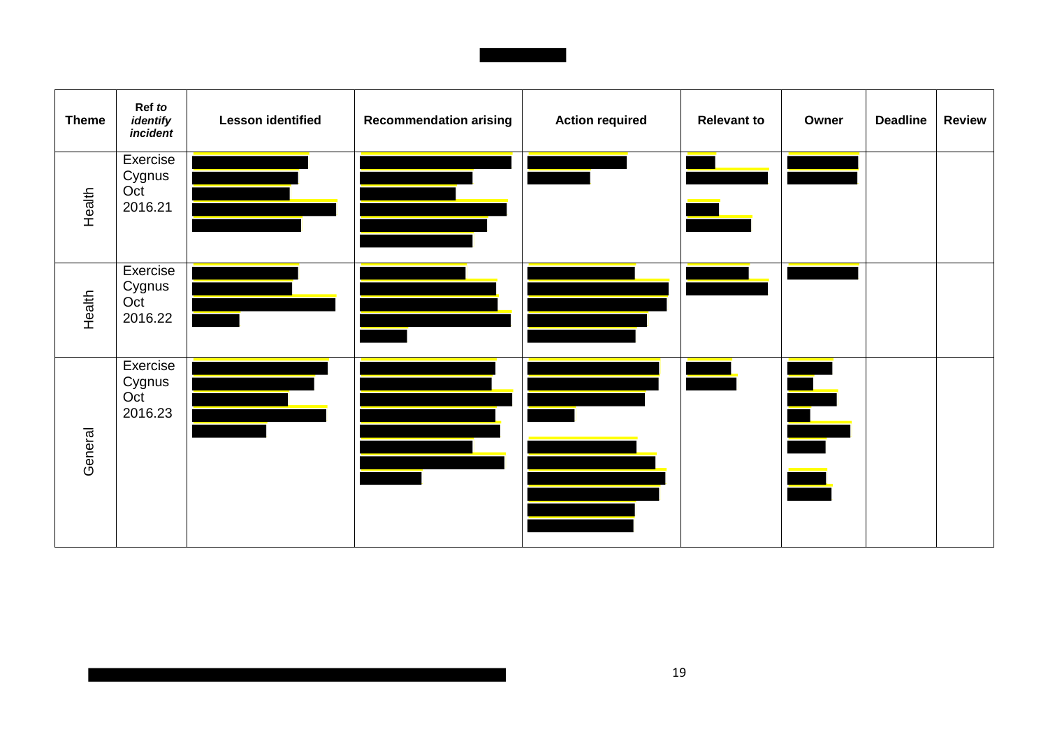| Theme | Ref *to identify incident* | Lesson identified | Recommendation arising | Action required | Relevant to | Owner | Deadline | Review |
|---|---|---|---|---|---|---|---|---|
| Health | Exercise Cygnus Oct 2016.21 | | | | | | | |
| Health | Exercise Cygnus Oct 2016.22 | | | | | | | |
| General | Exercise Cygnus Oct 2016.23 | | | | | | | |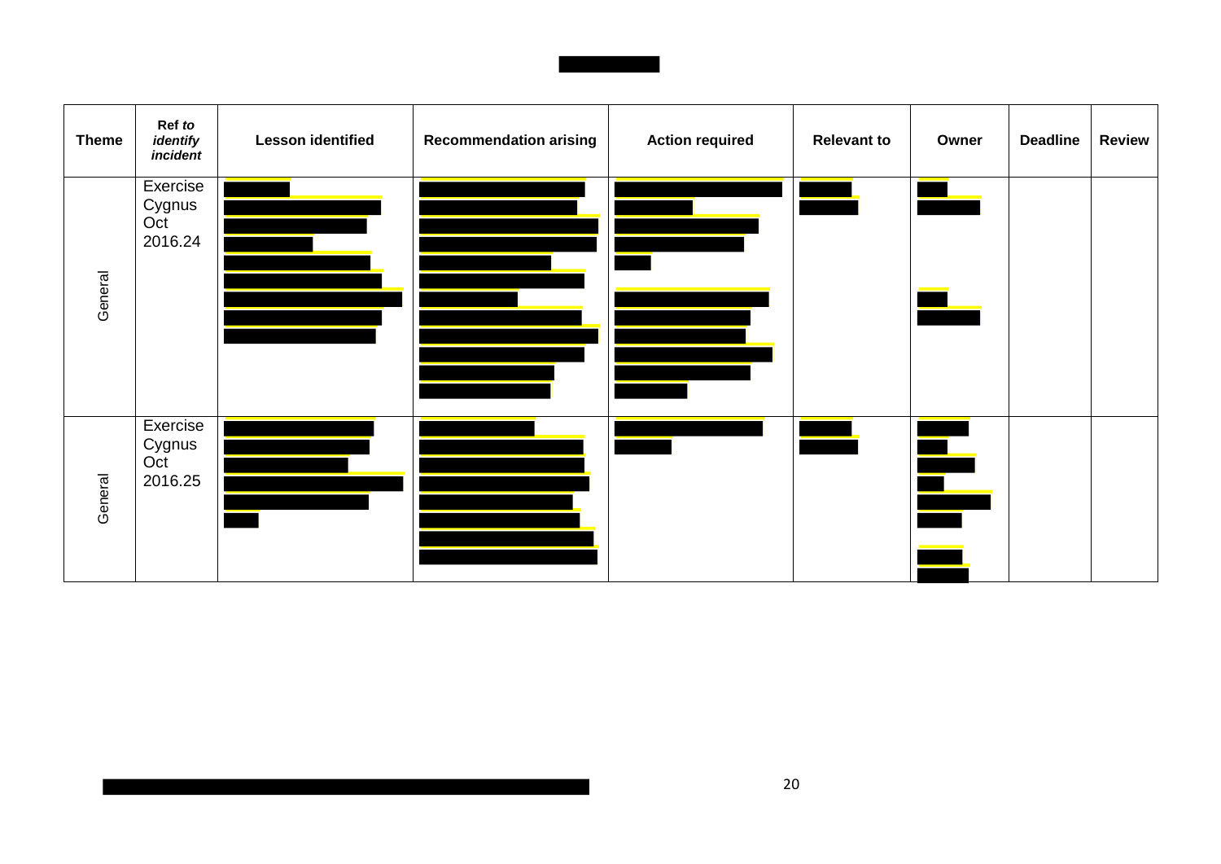| Theme | Ref *to identify incident* | Lesson identified | Recommendation arising | Action required | Relevant to | Owner | Deadline | Review |
|---|---|---|---|---|---|---|---|---|
| General | Exercise Cygnus Oct 2016.24 | | | | | | | |
| General | Exercise Cygnus Oct 2016.25 | | | | | | | |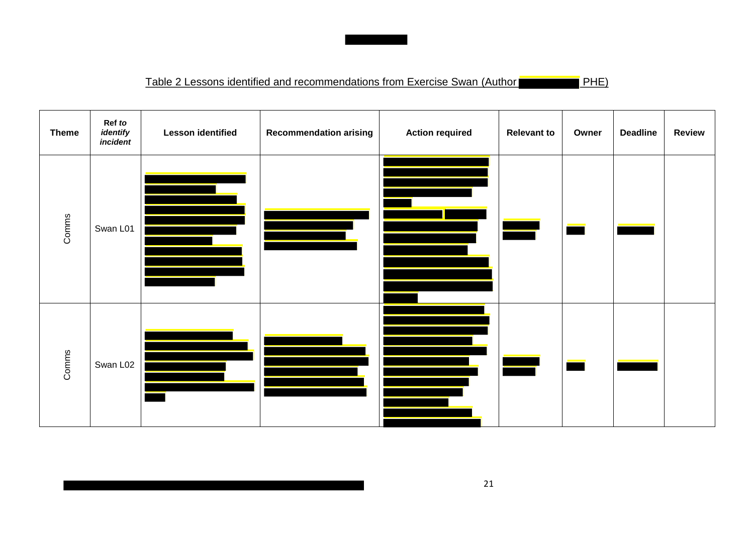Table 2 Lessons identified and recommendations from Exercise Swan (Author PHE)

| Theme | Ref *to identify incident* | Lesson identified | Recommendation arising | Action required | Relevant to | Owner | Deadline | Review |
|---|---|---|---|---|---|---|---|---|
| Comms | Swan L01 | | | | | | | |
| Comms | Swan L02 | | | | | | | |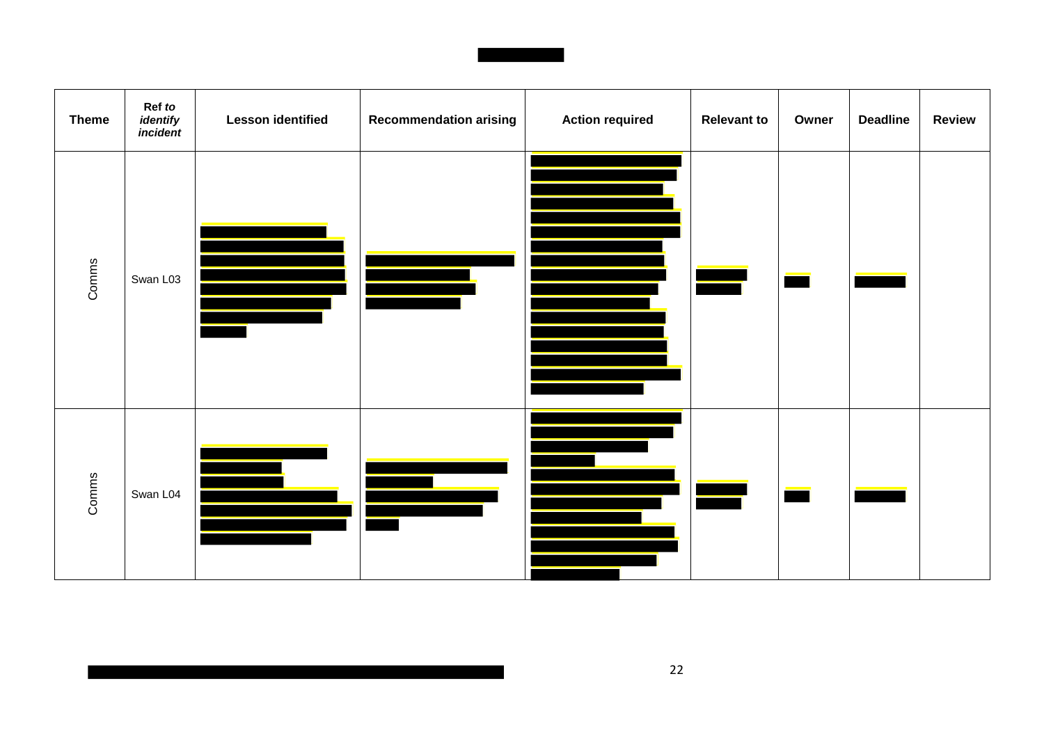| Theme | Ref *to identify incident* | Lesson identified | Recommendation arising | Action required | Relevant to | Owner | Deadline | Review |
|---|---|---|---|---|---|---|---|---|
| Comms | Swan L03 | | | | | | | |
| Comms | Swan L04 | | | | | | | |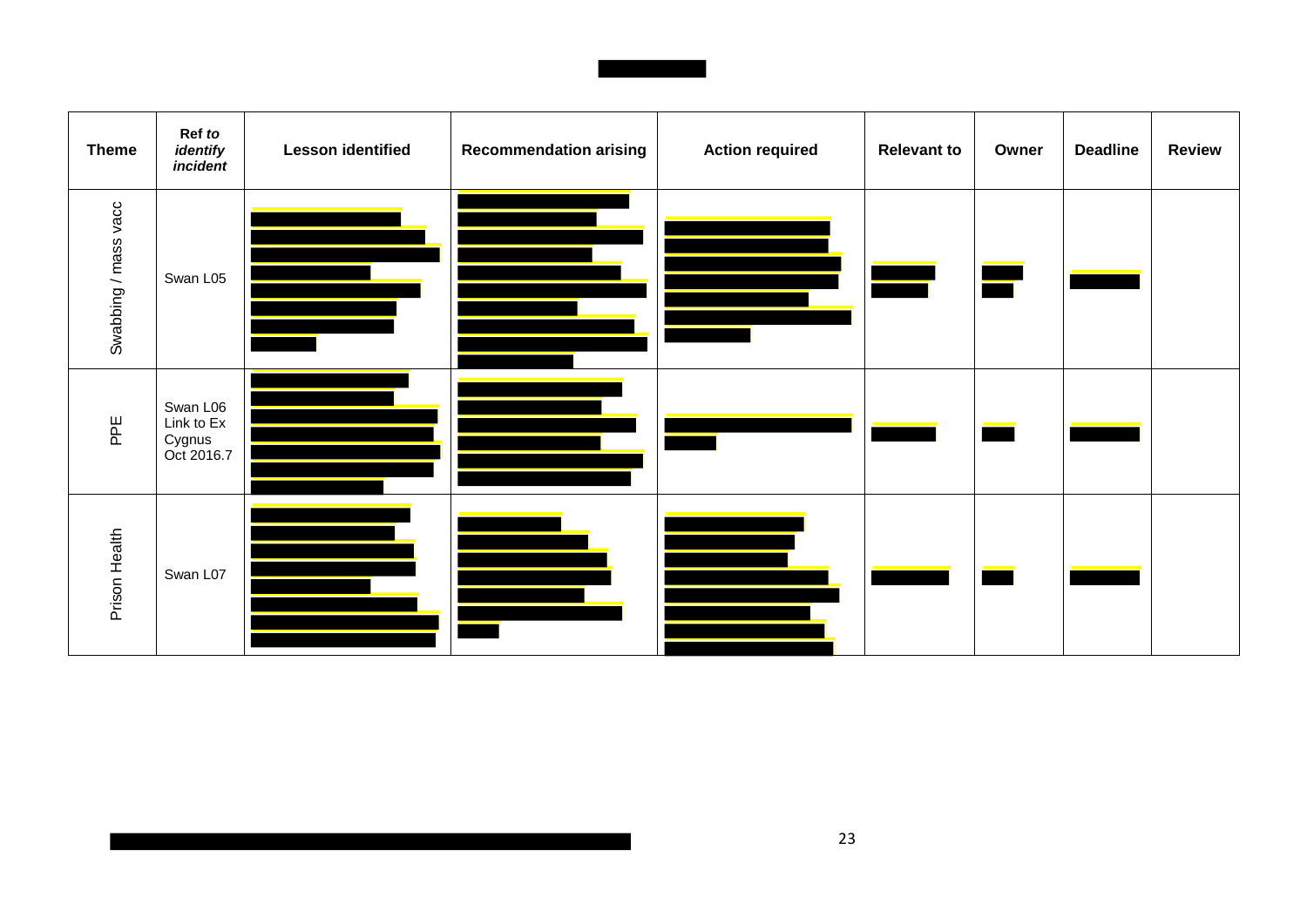| Theme | Ref *to identify incident* | Lesson identified | Recommendation arising | Action required | Relevant to | Owner | Deadline | Review |
|---|---|---|---|---|---|---|---|---|
| Swabbing / mass vacc | Swan L05 | | | | | | | |
| PPE | Swan L06 Link to Ex Cygnus Oct 2016.7 | | | | | | | |
| Prison Health | Swan L07 | | | | | | | |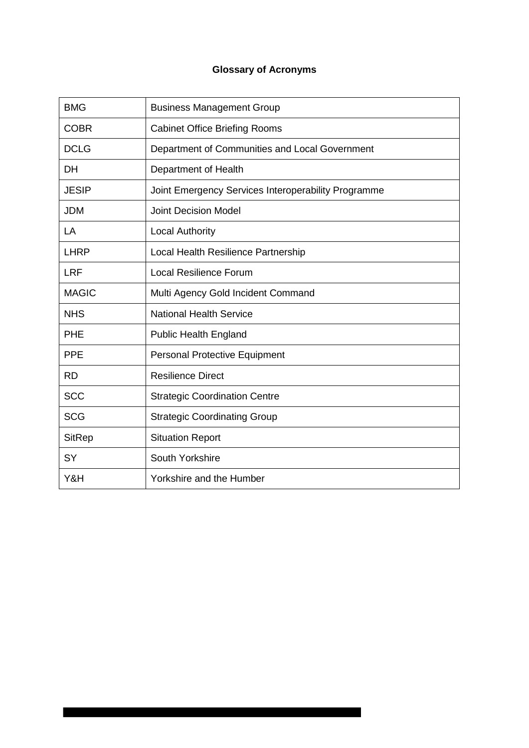## Glossary of Acronyms

| | |
|---|---|
| BMG | Business Management Group |
| COBR | Cabinet Office Briefing Rooms |
| DCLG | Department of Communities and Local Government |
| DH | Department of Health |
| JESIP | Joint Emergency Services Interoperability Programme |
| JDM | Joint Decision Model |
| LA | Local Authority |
| LHRP | Local Health Resilience Partnership |
| LRF | Local Resilience Forum |
| MAGIC | Multi Agency Gold Incident Command |
| NHS | National Health Service |
| PHE | Public Health England |
| PPE | Personal Protective Equipment |
| RD | Resilience Direct |
| SCC | Strategic Coordination Centre |
| SCG | Strategic Coordinating Group |
| SitRep | Situation Report |
| SY | South Yorkshire |
| Y&H | Yorkshire and the Humber |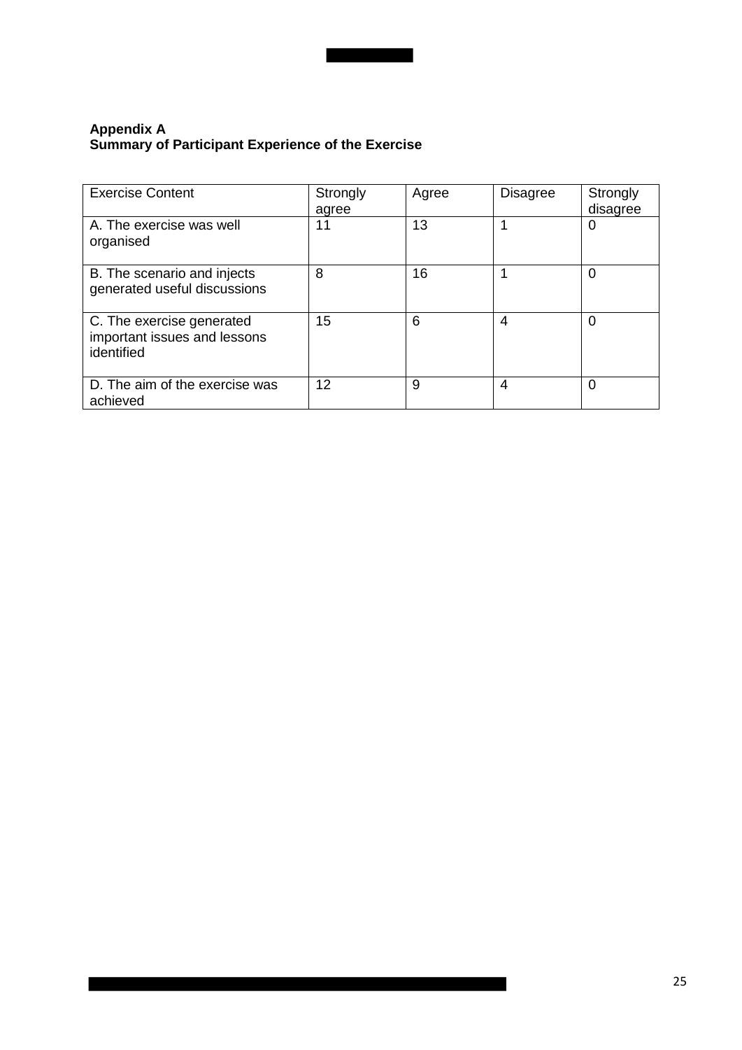**Appendix A**
**Summary of Participant Experience of the Exercise**

| Exercise Content | Strongly agree | Agree | Disagree | Strongly disagree |
|---|---|---|---|---|
| A. The exercise was well organised | 11 | 13 | 1 | 0 |
| B. The scenario and injects generated useful discussions | 8 | 16 | 1 | 0 |
| C. The exercise generated important issues and lessons identified | 15 | 6 | 4 | 0 |
| D. The aim of the exercise was achieved | 12 | 9 | 4 | 0 |